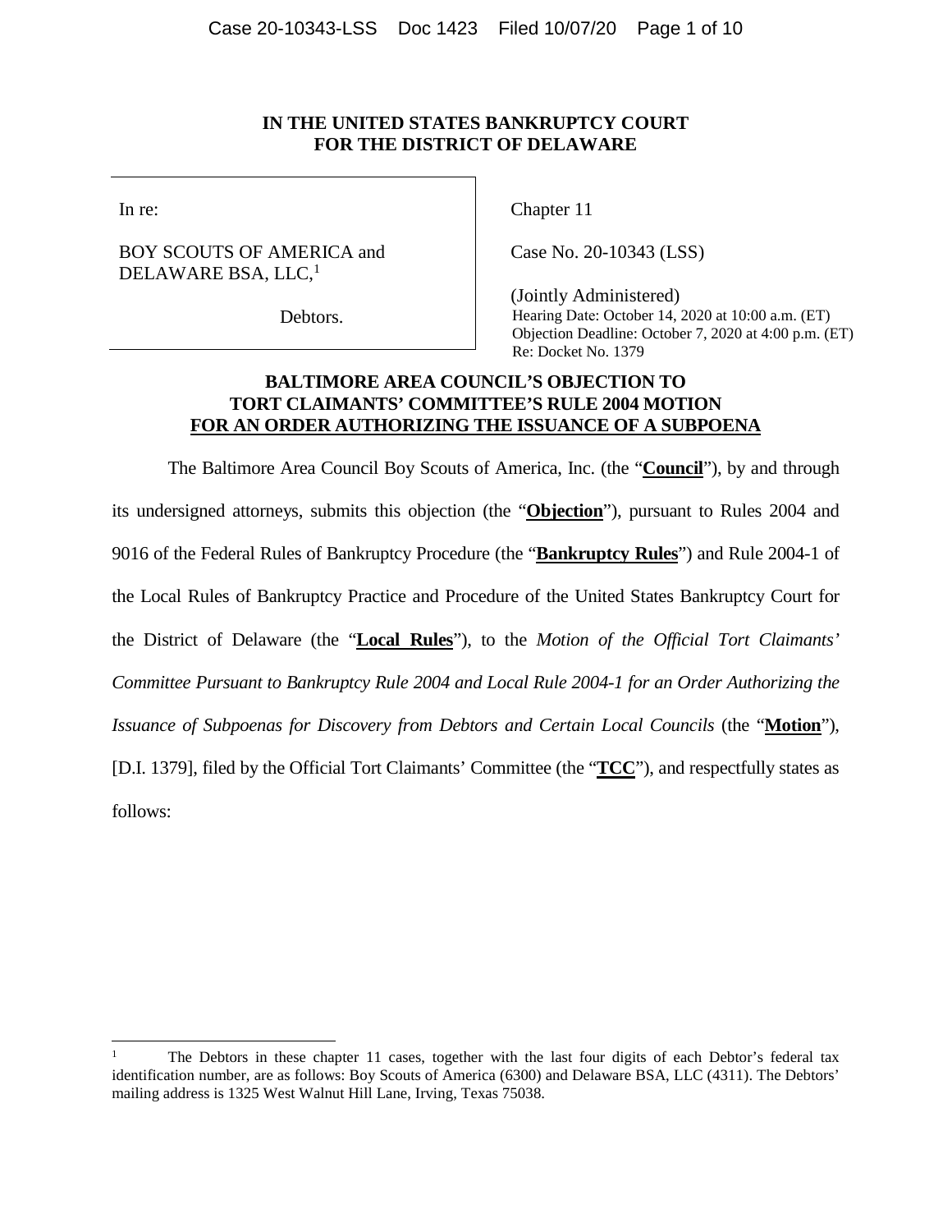**IN THE UNITED STATES BANKRUPTCY COURT**
**FOR THE DISTRICT OF DELAWARE**

| | |
|---|---|
| In re: | Chapter 11 |
| BOY SCOUTS OF AMERICA and DELAWARE BSA, LLC,[1] | Case No. 20-10343 (LSS) |
| Debtors. | (Jointly Administered) Hearing Date: October 14, 2020 at 10:00 a.m. (ET) Objection Deadline: October 7, 2020 at 4:00 p.m. (ET) Re: Docket No. 1379 |

## BALTIMORE AREA COUNCIL'S OBJECTION TO TORT CLAIMANTS' COMMITTEE'S RULE 2004 MOTION FOR AN ORDER AUTHORIZING THE ISSUANCE OF A SUBPOENA

The Baltimore Area Council Boy Scouts of America, Inc. (the "**Council**"), by and through its undersigned attorneys, submits this objection (the "**Objection**"), pursuant to Rules 2004 and 9016 of the Federal Rules of Bankruptcy Procedure (the "**Bankruptcy Rules**") and Rule 2004-1 of the Local Rules of Bankruptcy Practice and Procedure of the United States Bankruptcy Court for the District of Delaware (the "**Local Rules**"), to the *Motion of the Official Tort Claimants' Committee Pursuant to Bankruptcy Rule 2004 and Local Rule 2004-1 for an Order Authorizing the Issuance of Subpoenas for Discovery from Debtors and Certain Local Councils* (the "**Motion**"), [D.I. 1379], filed by the Official Tort Claimants' Committee (the "**TCC**"), and respectfully states as follows:

---

[1] The Debtors in these chapter 11 cases, together with the last four digits of each Debtor's federal tax identification number, are as follows: Boy Scouts of America (6300) and Delaware BSA, LLC (4311). The Debtors' mailing address is 1325 West Walnut Hill Lane, Irving, Texas 75038.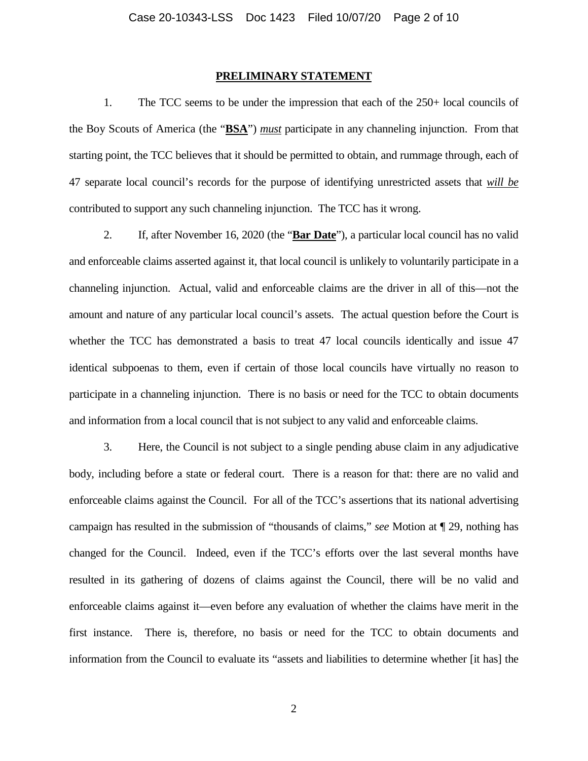## PRELIMINARY STATEMENT

1. The TCC seems to be under the impression that each of the 250+ local councils of the Boy Scouts of America (the "**BSA**") *must* participate in any channeling injunction. From that starting point, the TCC believes that it should be permitted to obtain, and rummage through, each of 47 separate local council's records for the purpose of identifying unrestricted assets that *will be* contributed to support any such channeling injunction. The TCC has it wrong.

2. If, after November 16, 2020 (the "**Bar Date**"), a particular local council has no valid and enforceable claims asserted against it, that local council is unlikely to voluntarily participate in a channeling injunction. Actual, valid and enforceable claims are the driver in all of this—not the amount and nature of any particular local council's assets. The actual question before the Court is whether the TCC has demonstrated a basis to treat 47 local councils identically and issue 47 identical subpoenas to them, even if certain of those local councils have virtually no reason to participate in a channeling injunction. There is no basis or need for the TCC to obtain documents and information from a local council that is not subject to any valid and enforceable claims.

3. Here, the Council is not subject to a single pending abuse claim in any adjudicative body, including before a state or federal court. There is a reason for that: there are no valid and enforceable claims against the Council. For all of the TCC's assertions that its national advertising campaign has resulted in the submission of "thousands of claims," *see* Motion at ¶ 29, nothing has changed for the Council. Indeed, even if the TCC's efforts over the last several months have resulted in its gathering of dozens of claims against the Council, there will be no valid and enforceable claims against it—even before any evaluation of whether the claims have merit in the first instance. There is, therefore, no basis or need for the TCC to obtain documents and information from the Council to evaluate its "assets and liabilities to determine whether [it has] the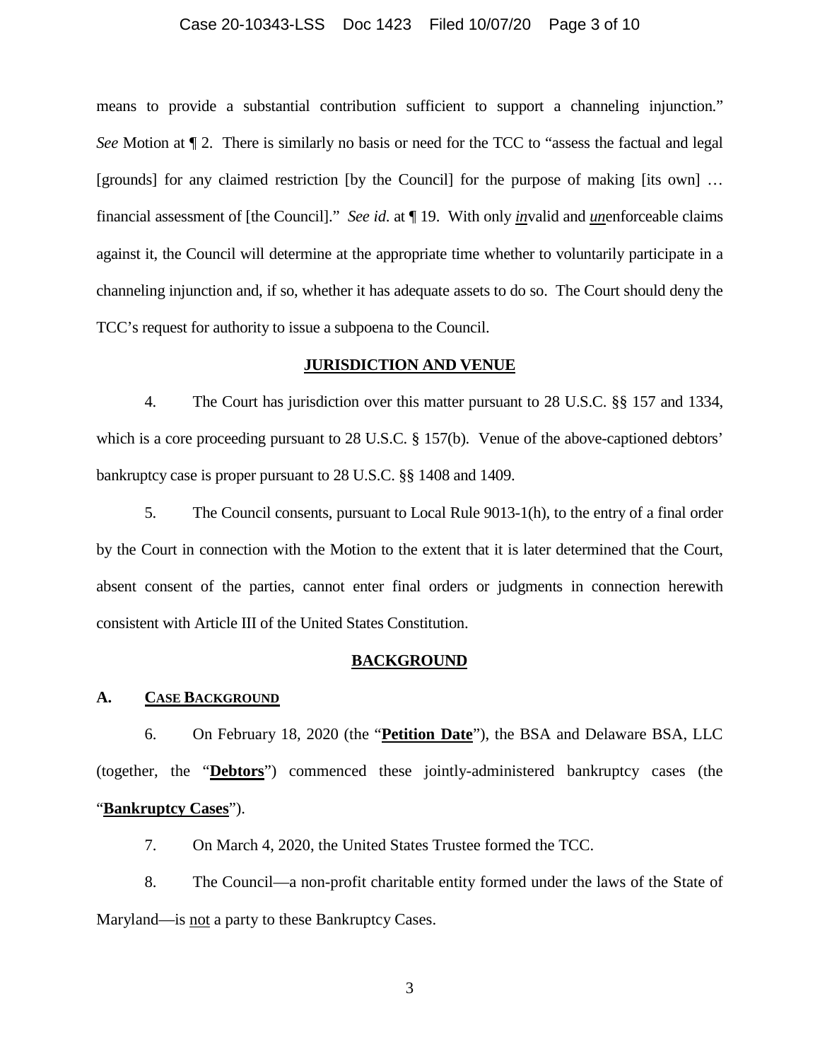means to provide a substantial contribution sufficient to support a channeling injunction." *See* Motion at ¶ 2. There is similarly no basis or need for the TCC to "assess the factual and legal [grounds] for any claimed restriction [by the Council] for the purpose of making [its own] … financial assessment of [the Council]." *See id*. at ¶ 19. With only ***in***valid and ***un***enforceable claims against it, the Council will determine at the appropriate time whether to voluntarily participate in a channeling injunction and, if so, whether it has adequate assets to do so. The Court should deny the TCC's request for authority to issue a subpoena to the Council.

## JURISDICTION AND VENUE

4. The Court has jurisdiction over this matter pursuant to 28 U.S.C. §§ 157 and 1334, which is a core proceeding pursuant to 28 U.S.C. § 157(b). Venue of the above-captioned debtors' bankruptcy case is proper pursuant to 28 U.S.C. §§ 1408 and 1409.

5. The Council consents, pursuant to Local Rule 9013-1(h), to the entry of a final order by the Court in connection with the Motion to the extent that it is later determined that the Court, absent consent of the parties, cannot enter final orders or judgments in connection herewith consistent with Article III of the United States Constitution.

## BACKGROUND

### A. CASE BACKGROUND

6. On February 18, 2020 (the "**Petition Date**"), the BSA and Delaware BSA, LLC (together, the "**Debtors**") commenced these jointly-administered bankruptcy cases (the "**Bankruptcy Cases**").

7. On March 4, 2020, the United States Trustee formed the TCC.

8. The Council—a non-profit charitable entity formed under the laws of the State of Maryland—is not a party to these Bankruptcy Cases.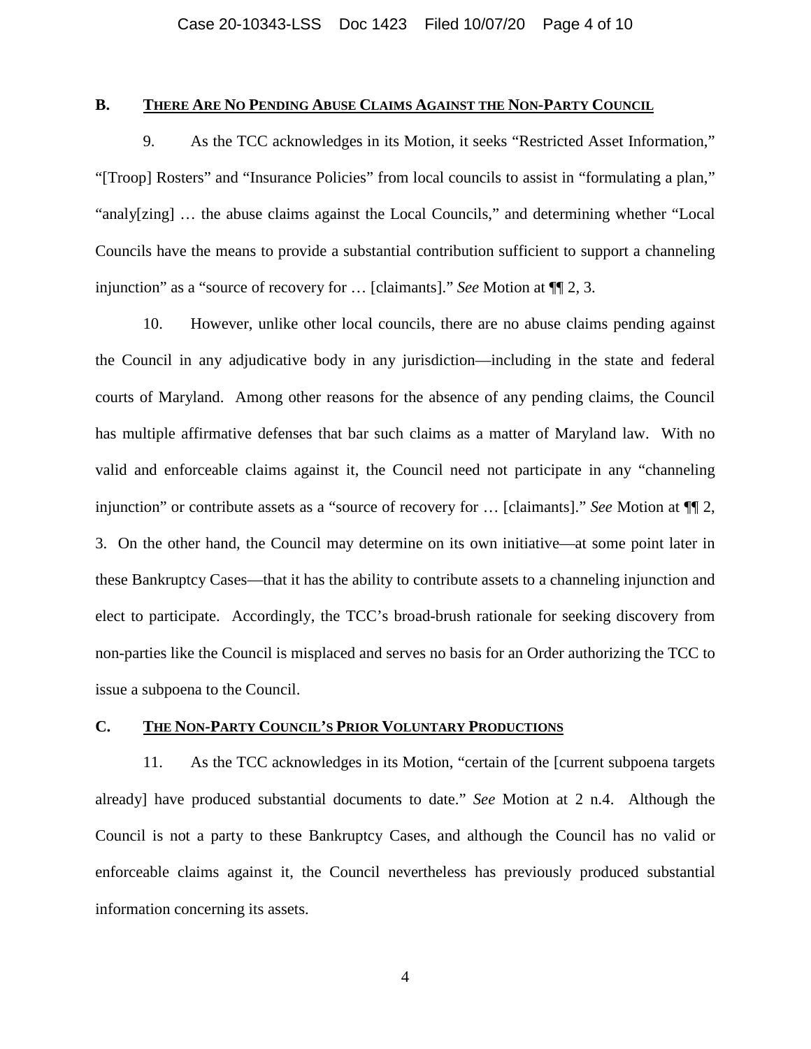## B. THERE ARE NO PENDING ABUSE CLAIMS AGAINST THE NON-PARTY COUNCIL

9. As the TCC acknowledges in its Motion, it seeks "Restricted Asset Information," "[Troop] Rosters" and "Insurance Policies" from local councils to assist in "formulating a plan," "analy[zing] … the abuse claims against the Local Councils," and determining whether "Local Councils have the means to provide a substantial contribution sufficient to support a channeling injunction" as a "source of recovery for … [claimants]." *See* Motion at ¶¶ 2, 3.

10. However, unlike other local councils, there are no abuse claims pending against the Council in any adjudicative body in any jurisdiction—including in the state and federal courts of Maryland. Among other reasons for the absence of any pending claims, the Council has multiple affirmative defenses that bar such claims as a matter of Maryland law. With no valid and enforceable claims against it, the Council need not participate in any "channeling injunction" or contribute assets as a "source of recovery for … [claimants]." *See* Motion at ¶¶ 2, 3. On the other hand, the Council may determine on its own initiative—at some point later in these Bankruptcy Cases—that it has the ability to contribute assets to a channeling injunction and elect to participate. Accordingly, the TCC's broad-brush rationale for seeking discovery from non-parties like the Council is misplaced and serves no basis for an Order authorizing the TCC to issue a subpoena to the Council.

## C. THE NON-PARTY COUNCIL'S PRIOR VOLUNTARY PRODUCTIONS

11. As the TCC acknowledges in its Motion, "certain of the [current subpoena targets already] have produced substantial documents to date." *See* Motion at 2 n.4. Although the Council is not a party to these Bankruptcy Cases, and although the Council has no valid or enforceable claims against it, the Council nevertheless has previously produced substantial information concerning its assets.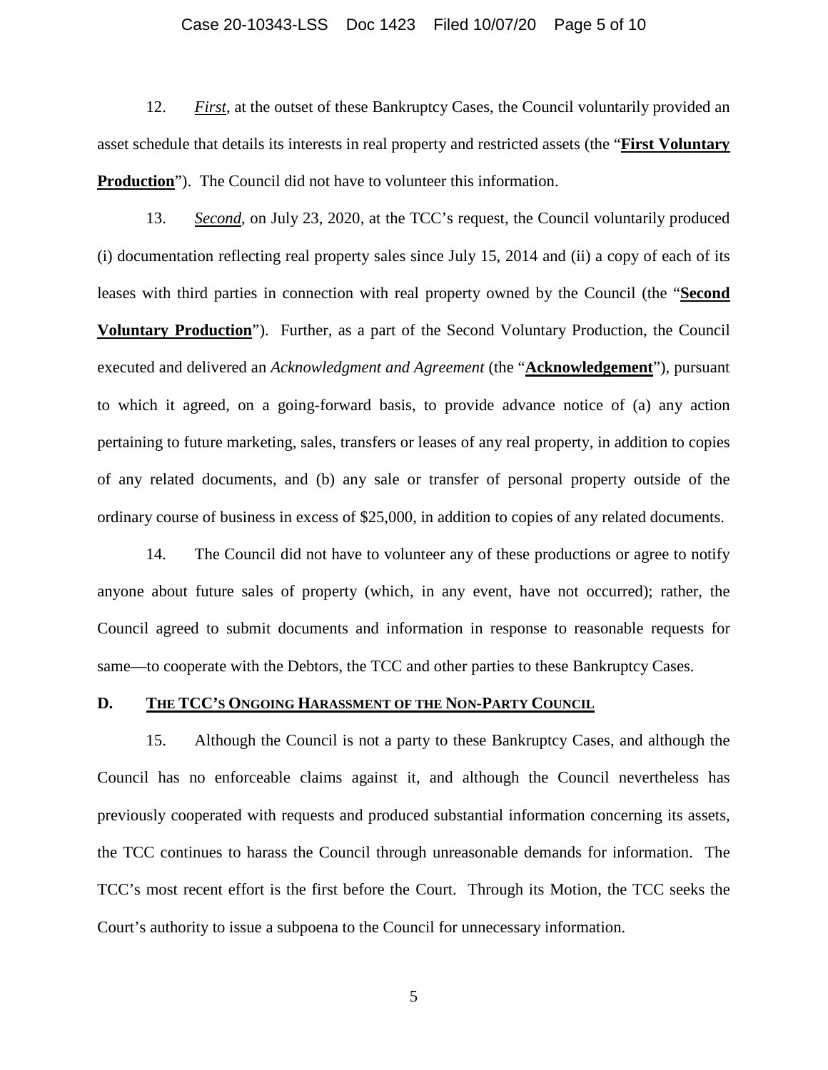12. *First*, at the outset of these Bankruptcy Cases, the Council voluntarily provided an asset schedule that details its interests in real property and restricted assets (the "**First Voluntary Production**"). The Council did not have to volunteer this information.

13. *Second*, on July 23, 2020, at the TCC's request, the Council voluntarily produced (i) documentation reflecting real property sales since July 15, 2014 and (ii) a copy of each of its leases with third parties in connection with real property owned by the Council (the "**Second Voluntary Production**"). Further, as a part of the Second Voluntary Production, the Council executed and delivered an *Acknowledgment and Agreement* (the "**Acknowledgement**"), pursuant to which it agreed, on a going-forward basis, to provide advance notice of (a) any action pertaining to future marketing, sales, transfers or leases of any real property, in addition to copies of any related documents, and (b) any sale or transfer of personal property outside of the ordinary course of business in excess of $25,000, in addition to copies of any related documents.

14. The Council did not have to volunteer any of these productions or agree to notify anyone about future sales of property (which, in any event, have not occurred); rather, the Council agreed to submit documents and information in response to reasonable requests for same—to cooperate with the Debtors, the TCC and other parties to these Bankruptcy Cases.

## D. THE TCC'S ONGOING HARASSMENT OF THE NON-PARTY COUNCIL

15. Although the Council is not a party to these Bankruptcy Cases, and although the Council has no enforceable claims against it, and although the Council nevertheless has previously cooperated with requests and produced substantial information concerning its assets, the TCC continues to harass the Council through unreasonable demands for information. The TCC's most recent effort is the first before the Court. Through its Motion, the TCC seeks the Court's authority to issue a subpoena to the Council for unnecessary information.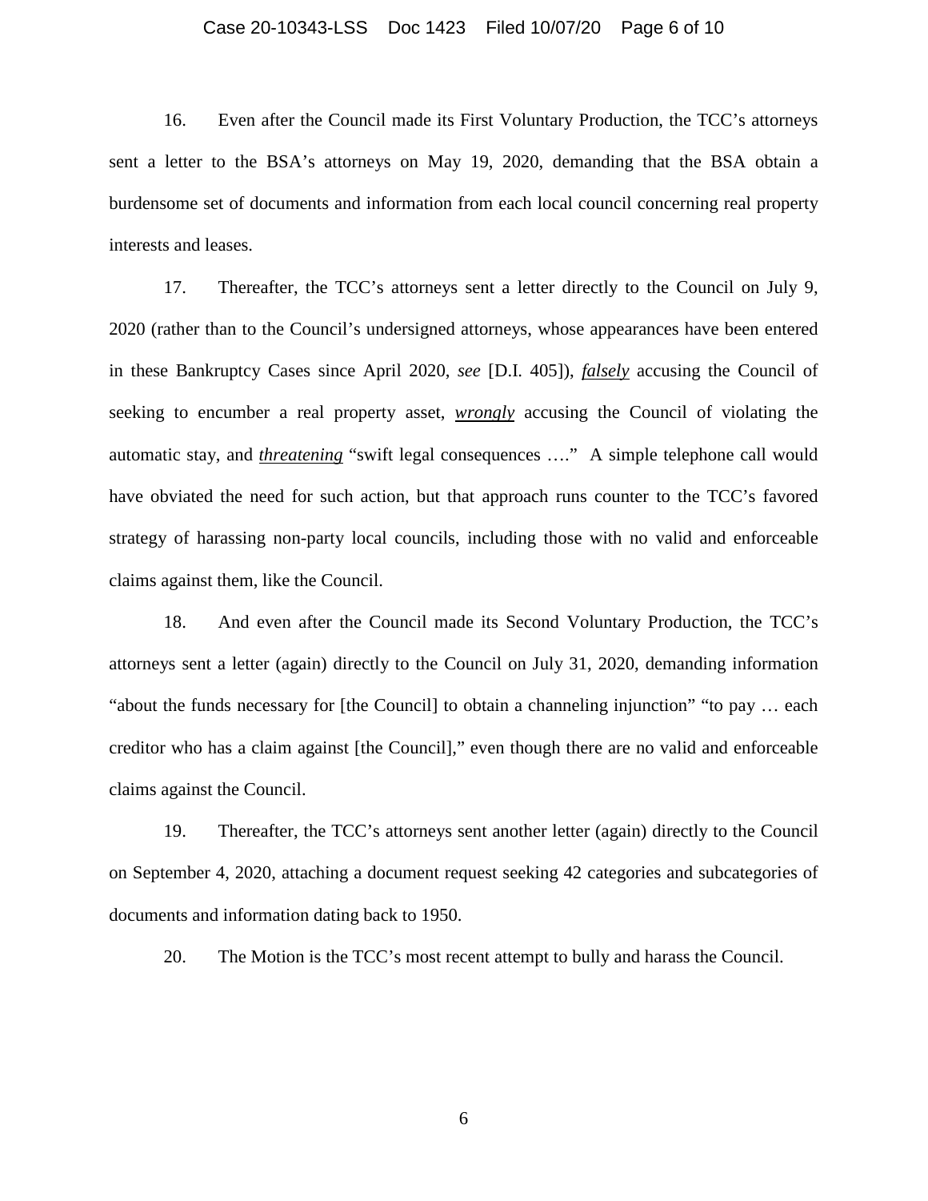16. Even after the Council made its First Voluntary Production, the TCC's attorneys sent a letter to the BSA's attorneys on May 19, 2020, demanding that the BSA obtain a burdensome set of documents and information from each local council concerning real property interests and leases.

17. Thereafter, the TCC's attorneys sent a letter directly to the Council on July 9, 2020 (rather than to the Council's undersigned attorneys, whose appearances have been entered in these Bankruptcy Cases since April 2020, *see* [D.I. 405]), ***falsely*** accusing the Council of seeking to encumber a real property asset, ***wrongly*** accusing the Council of violating the automatic stay, and ***threatening*** "swift legal consequences …." A simple telephone call would have obviated the need for such action, but that approach runs counter to the TCC's favored strategy of harassing non-party local councils, including those with no valid and enforceable claims against them, like the Council.

18. And even after the Council made its Second Voluntary Production, the TCC's attorneys sent a letter (again) directly to the Council on July 31, 2020, demanding information "about the funds necessary for [the Council] to obtain a channeling injunction" "to pay … each creditor who has a claim against [the Council]," even though there are no valid and enforceable claims against the Council.

19. Thereafter, the TCC's attorneys sent another letter (again) directly to the Council on September 4, 2020, attaching a document request seeking 42 categories and subcategories of documents and information dating back to 1950.

20. The Motion is the TCC's most recent attempt to bully and harass the Council.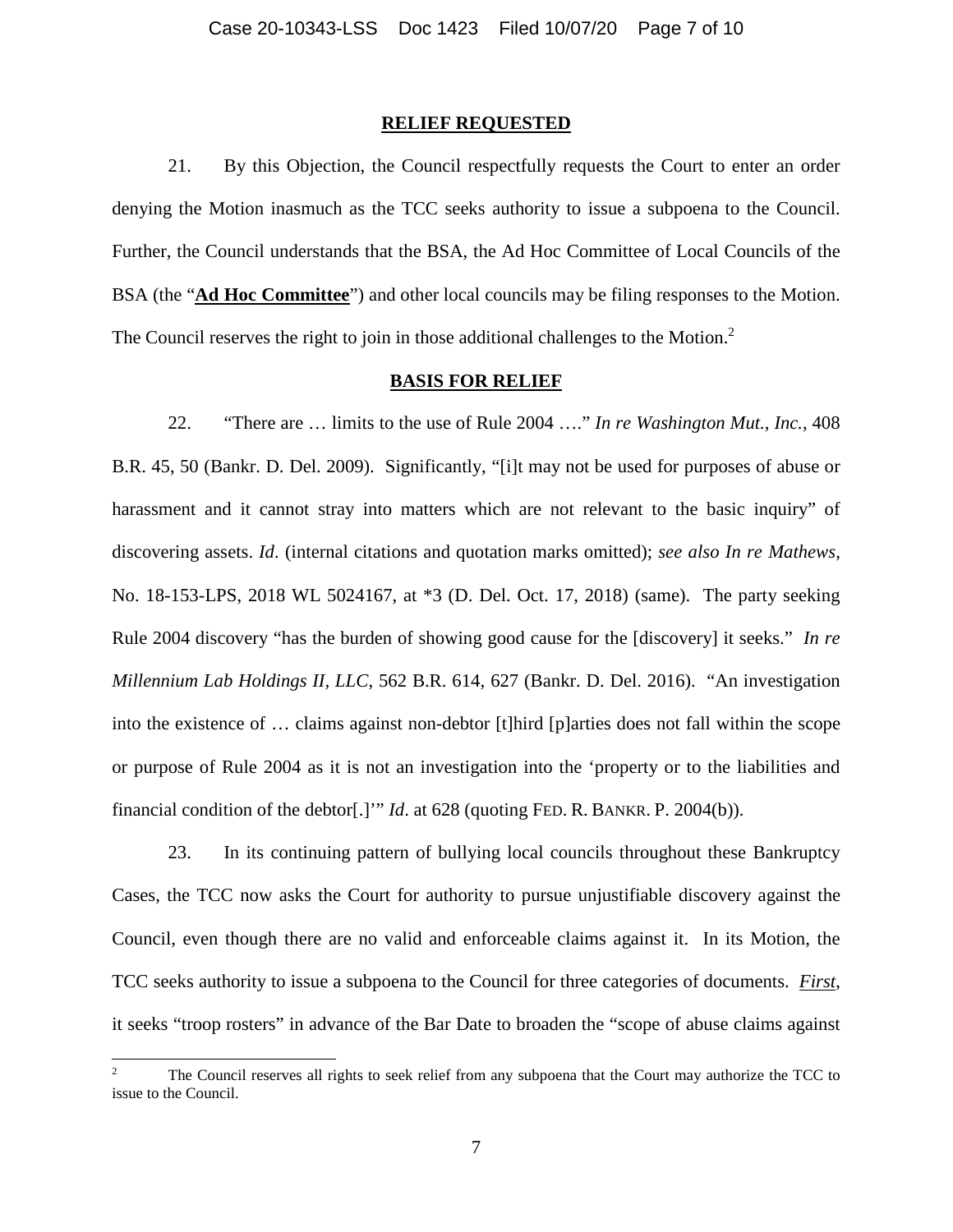## RELIEF REQUESTED

21. By this Objection, the Council respectfully requests the Court to enter an order denying the Motion inasmuch as the TCC seeks authority to issue a subpoena to the Council. Further, the Council understands that the BSA, the Ad Hoc Committee of Local Councils of the BSA (the "**Ad Hoc Committee**") and other local councils may be filing responses to the Motion. The Council reserves the right to join in those additional challenges to the Motion.[2]

## BASIS FOR RELIEF

22. "There are … limits to the use of Rule 2004 …." *In re Washington Mut., Inc.*, 408 B.R. 45, 50 (Bankr. D. Del. 2009). Significantly, "[i]t may not be used for purposes of abuse or harassment and it cannot stray into matters which are not relevant to the basic inquiry" of discovering assets. *Id*. (internal citations and quotation marks omitted); *see also In re Mathews*, No. 18-153-LPS, 2018 WL 5024167, at *3 (D. Del. Oct. 17, 2018) (same). The party seeking Rule 2004 discovery "has the burden of showing good cause for the [discovery] it seeks." *In re Millennium Lab Holdings II, LLC*, 562 B.R. 614, 627 (Bankr. D. Del. 2016). "An investigation into the existence of … claims against non-debtor [t]hird [p]arties does not fall within the scope or purpose of Rule 2004 as it is not an investigation into the 'property or to the liabilities and financial condition of the debtor[.]'" *Id*. at 628 (quoting FED. R. BANKR. P. 2004(b)).

23. In its continuing pattern of bullying local councils throughout these Bankruptcy Cases, the TCC now asks the Court for authority to pursue unjustifiable discovery against the Council, even though there are no valid and enforceable claims against it. In its Motion, the TCC seeks authority to issue a subpoena to the Council for three categories of documents. ***First***, it seeks "troop rosters" in advance of the Bar Date to broaden the "scope of abuse claims against

[2] The Council reserves all rights to seek relief from any subpoena that the Court may authorize the TCC to issue to the Council.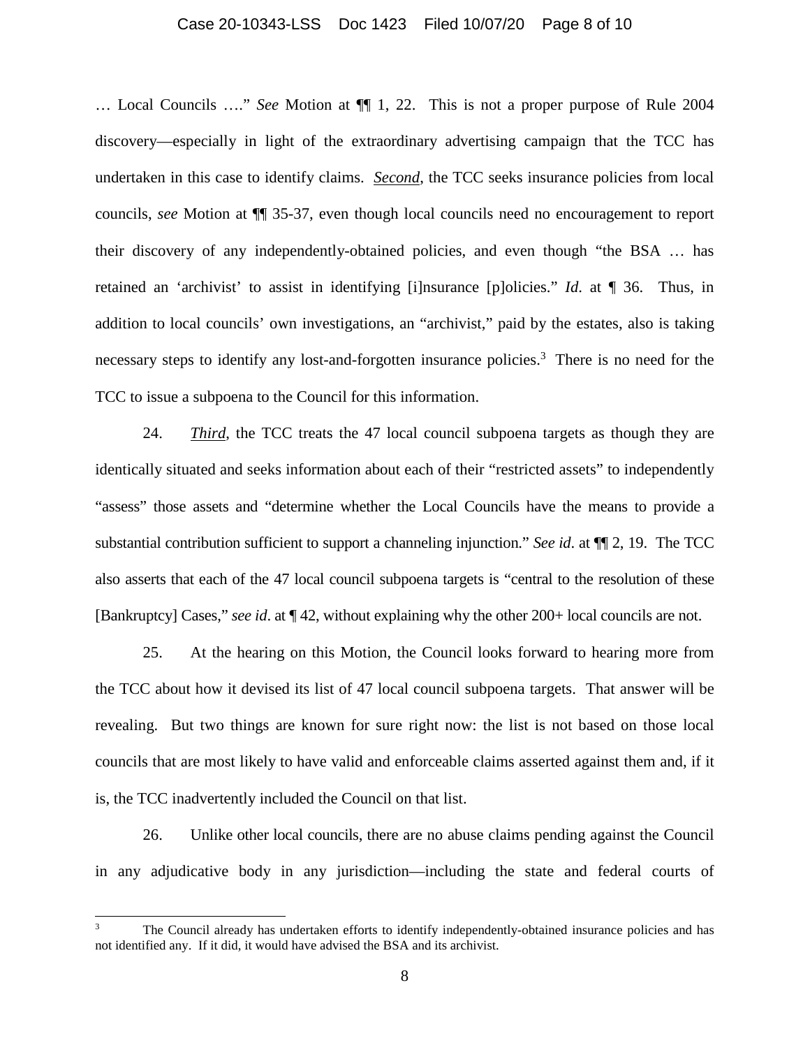… Local Councils …." *See* Motion at ¶¶ 1, 22. This is not a proper purpose of Rule 2004 discovery—especially in light of the extraordinary advertising campaign that the TCC has undertaken in this case to identify claims. ***Second***, the TCC seeks insurance policies from local councils, *see* Motion at ¶¶ 35-37, even though local councils need no encouragement to report their discovery of any independently-obtained policies, and even though "the BSA … has retained an 'archivist' to assist in identifying [i]nsurance [p]olicies." *Id*. at ¶ 36. Thus, in addition to local councils' own investigations, an "archivist," paid by the estates, also is taking necessary steps to identify any lost-and-forgotten insurance policies.[3] There is no need for the TCC to issue a subpoena to the Council for this information.

24. ***Third***, the TCC treats the 47 local council subpoena targets as though they are identically situated and seeks information about each of their "restricted assets" to independently "assess" those assets and "determine whether the Local Councils have the means to provide a substantial contribution sufficient to support a channeling injunction." *See id*. at ¶¶ 2, 19. The TCC also asserts that each of the 47 local council subpoena targets is "central to the resolution of these [Bankruptcy] Cases," *see id*. at ¶ 42, without explaining why the other 200+ local councils are not.

25. At the hearing on this Motion, the Council looks forward to hearing more from the TCC about how it devised its list of 47 local council subpoena targets. That answer will be revealing. But two things are known for sure right now: the list is not based on those local councils that are most likely to have valid and enforceable claims asserted against them and, if it is, the TCC inadvertently included the Council on that list.

26. Unlike other local councils, there are no abuse claims pending against the Council in any adjudicative body in any jurisdiction—including the state and federal courts of

---

[3] The Council already has undertaken efforts to identify independently-obtained insurance policies and has not identified any. If it did, it would have advised the BSA and its archivist.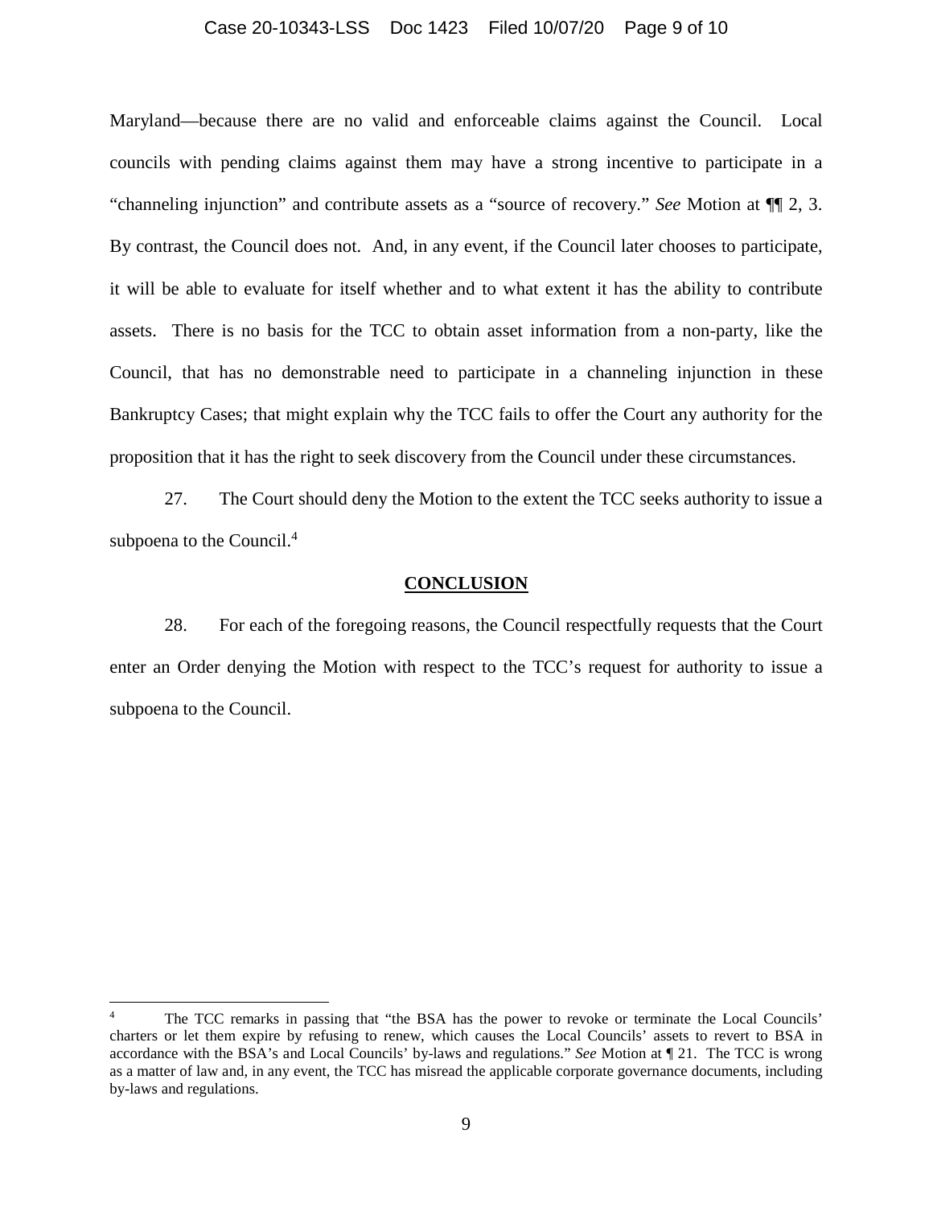Maryland—because there are no valid and enforceable claims against the Council. Local councils with pending claims against them may have a strong incentive to participate in a "channeling injunction" and contribute assets as a "source of recovery." *See* Motion at ¶¶ 2, 3. By contrast, the Council does not. And, in any event, if the Council later chooses to participate, it will be able to evaluate for itself whether and to what extent it has the ability to contribute assets. There is no basis for the TCC to obtain asset information from a non-party, like the Council, that has no demonstrable need to participate in a channeling injunction in these Bankruptcy Cases; that might explain why the TCC fails to offer the Court any authority for the proposition that it has the right to seek discovery from the Council under these circumstances.

27. The Court should deny the Motion to the extent the TCC seeks authority to issue a subpoena to the Council.[4]

## CONCLUSION

28. For each of the foregoing reasons, the Council respectfully requests that the Court enter an Order denying the Motion with respect to the TCC's request for authority to issue a subpoena to the Council.

---

[4] The TCC remarks in passing that "the BSA has the power to revoke or terminate the Local Councils' charters or let them expire by refusing to renew, which causes the Local Councils' assets to revert to BSA in accordance with the BSA's and Local Councils' by-laws and regulations." *See* Motion at ¶ 21. The TCC is wrong as a matter of law and, in any event, the TCC has misread the applicable corporate governance documents, including by-laws and regulations.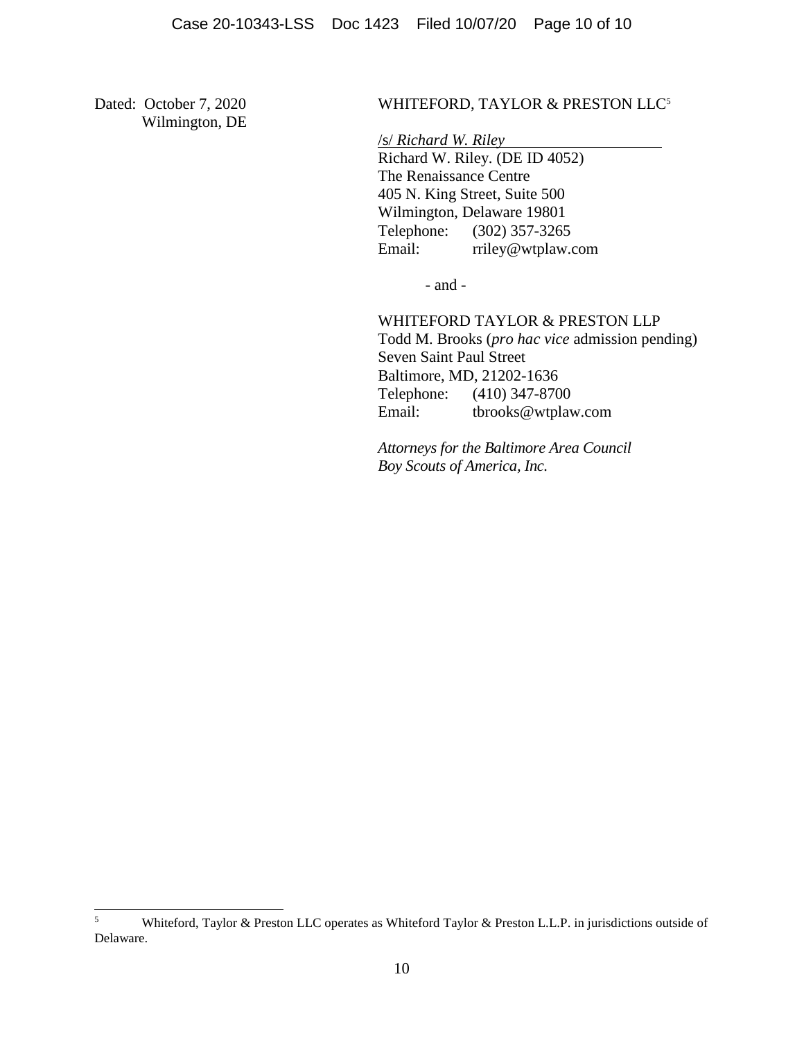Dated: October 7, 2020
Wilmington, DE

WHITEFORD, TAYLOR & PRESTON LLC[5]

/s/ *Richard W. Riley*
Richard W. Riley. (DE ID 4052)
The Renaissance Centre
405 N. King Street, Suite 500
Wilmington, Delaware 19801
Telephone: (302) 357-3265
Email: rriley@wtplaw.com

- and -

WHITEFORD TAYLOR & PRESTON LLP
Todd M. Brooks (*pro hac vice* admission pending)
Seven Saint Paul Street
Baltimore, MD, 21202-1636
Telephone: (410) 347-8700
Email: tbrooks@wtplaw.com

*Attorneys for the Baltimore Area Council Boy Scouts of America, Inc.*

---

[5] Whiteford, Taylor & Preston LLC operates as Whiteford Taylor & Preston L.L.P. in jurisdictions outside of Delaware.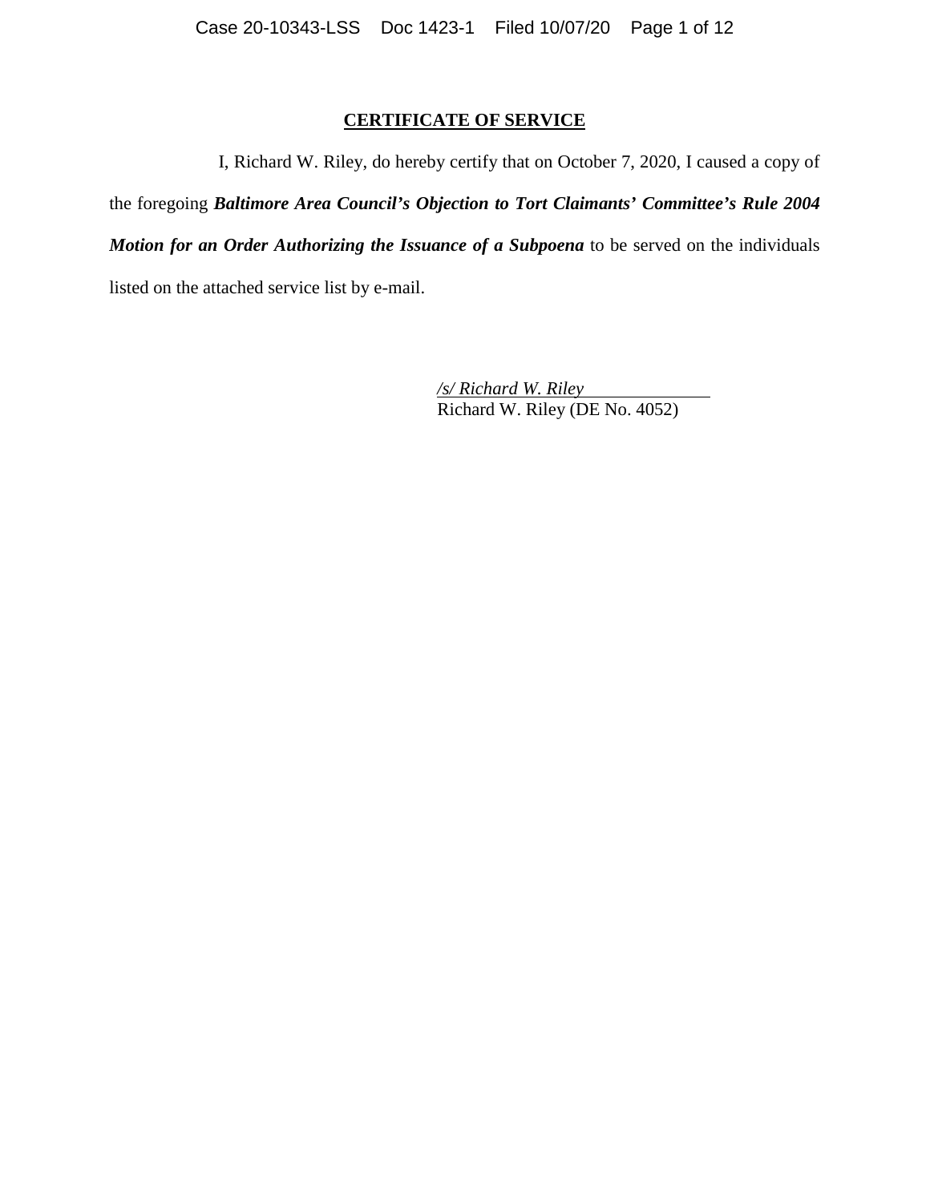**CERTIFICATE OF SERVICE**

I, Richard W. Riley, do hereby certify that on October 7, 2020, I caused a copy of the foregoing ***Baltimore Area Council's Objection to Tort Claimants' Committee's Rule 2004 Motion for an Order Authorizing the Issuance of a Subpoena*** to be served on the individuals listed on the attached service list by e-mail.

*/s/ Richard W. Riley*
Richard W. Riley (DE No. 4052)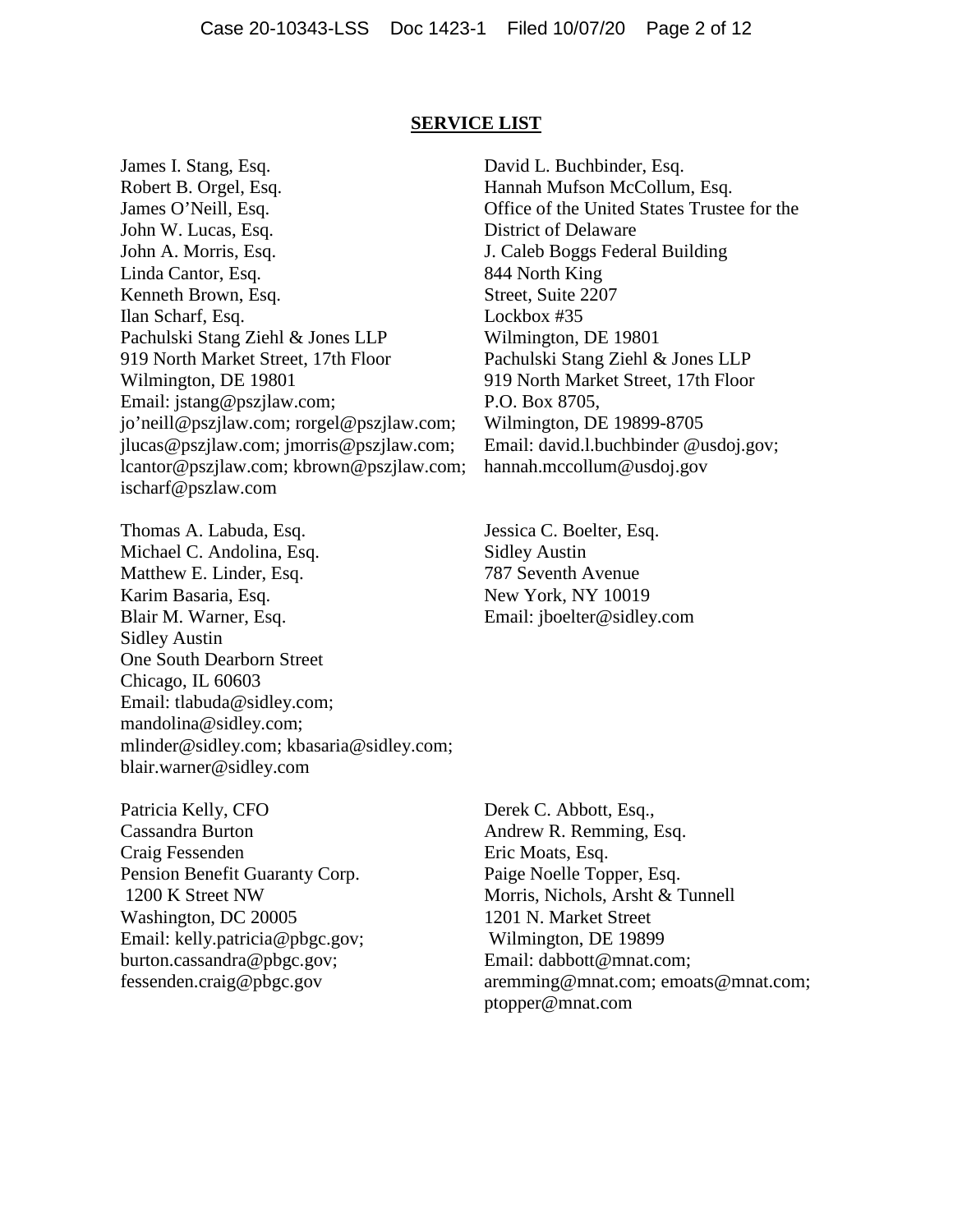## SERVICE LIST

James I. Stang, Esq.
Robert B. Orgel, Esq.
James O'Neill, Esq.
John W. Lucas, Esq.
John A. Morris, Esq.
Linda Cantor, Esq.
Kenneth Brown, Esq.
Ilan Scharf, Esq.
Pachulski Stang Ziehl & Jones LLP
919 North Market Street, 17th Floor
Wilmington, DE 19801
Email: jstang@pszjlaw.com; jo'neill@pszjlaw.com; rorgel@pszjlaw.com; jlucas@pszjlaw.com; jmorris@pszjlaw.com; lcantor@pszjlaw.com; kbrown@pszjlaw.com; ischarf@pszlaw.com

David L. Buchbinder, Esq.
Hannah Mufson McCollum, Esq.
Office of the United States Trustee for the District of Delaware
J. Caleb Boggs Federal Building
844 North King
Street, Suite 2207
Lockbox #35
Wilmington, DE 19801
Pachulski Stang Ziehl & Jones LLP
919 North Market Street, 17th Floor
P.O. Box 8705,
Wilmington, DE 19899-8705
Email: david.l.buchbinder @usdoj.gov; hannah.mccollum@usdoj.gov

Thomas A. Labuda, Esq.
Michael C. Andolina, Esq.
Matthew E. Linder, Esq.
Karim Basaria, Esq.
Blair M. Warner, Esq.
Sidley Austin
One South Dearborn Street
Chicago, IL 60603
Email: tlabuda@sidley.com; mandolina@sidley.com; mlinder@sidley.com; kbasaria@sidley.com; blair.warner@sidley.com

Jessica C. Boelter, Esq.
Sidley Austin
787 Seventh Avenue
New York, NY 10019
Email: jboelter@sidley.com

Patricia Kelly, CFO
Cassandra Burton
Craig Fessenden
Pension Benefit Guaranty Corp.
1200 K Street NW
Washington, DC 20005
Email: kelly.patricia@pbgc.gov; burton.cassandra@pbgc.gov; fessenden.craig@pbgc.gov

Derek C. Abbott, Esq.,
Andrew R. Remming, Esq.
Eric Moats, Esq.
Paige Noelle Topper, Esq.
Morris, Nichols, Arsht & Tunnell
1201 N. Market Street
Wilmington, DE 19899
Email: dabbott@mnat.com; aremming@mnat.com; emoats@mnat.com; ptopper@mnat.com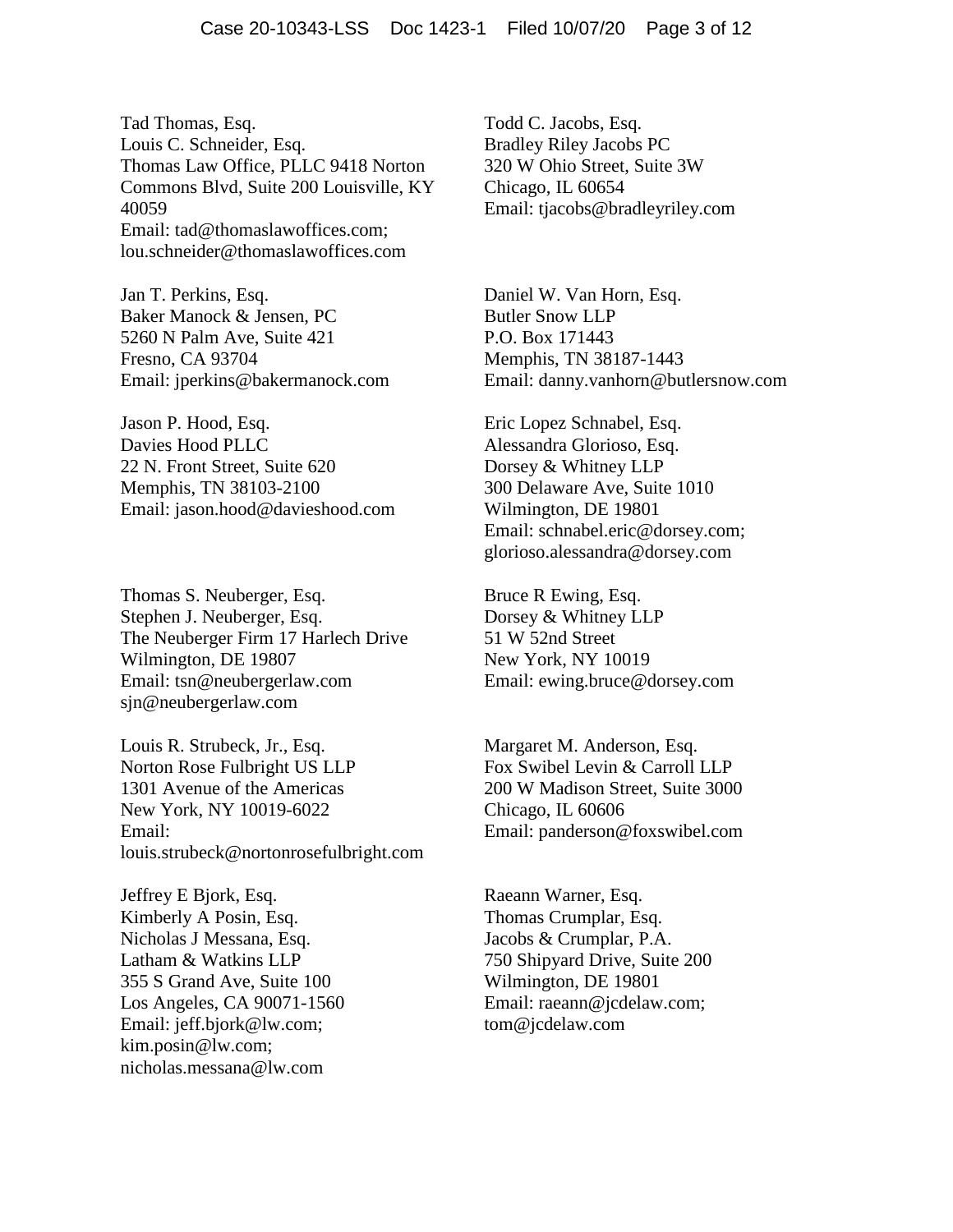Tad Thomas, Esq.
Louis C. Schneider, Esq.
Thomas Law Office, PLLC 9418 Norton Commons Blvd, Suite 200 Louisville, KY 40059
Email: tad@thomaslawoffices.com; lou.schneider@thomaslawoffices.com

Jan T. Perkins, Esq.
Baker Manock & Jensen, PC
5260 N Palm Ave, Suite 421
Fresno, CA 93704
Email: jperkins@bakermanock.com

Jason P. Hood, Esq.
Davies Hood PLLC
22 N. Front Street, Suite 620
Memphis, TN 38103-2100
Email: jason.hood@davieshood.com

Thomas S. Neuberger, Esq.
Stephen J. Neuberger, Esq.
The Neuberger Firm 17 Harlech Drive
Wilmington, DE 19807
Email: tsn@neubergerlaw.com
sjn@neubergerlaw.com

Louis R. Strubeck, Jr., Esq.
Norton Rose Fulbright US LLP
1301 Avenue of the Americas
New York, NY 10019-6022
Email: louis.strubeck@nortonrosefulbright.com

Jeffrey E Bjork, Esq.
Kimberly A Posin, Esq.
Nicholas J Messana, Esq.
Latham & Watkins LLP
355 S Grand Ave, Suite 100
Los Angeles, CA 90071-1560
Email: jeff.bjork@lw.com; kim.posin@lw.com; nicholas.messana@lw.com

Todd C. Jacobs, Esq.
Bradley Riley Jacobs PC
320 W Ohio Street, Suite 3W
Chicago, IL 60654
Email: tjacobs@bradleyriley.com

Daniel W. Van Horn, Esq.
Butler Snow LLP
P.O. Box 171443
Memphis, TN 38187-1443
Email: danny.vanhorn@butlersnow.com

Eric Lopez Schnabel, Esq.
Alessandra Glorioso, Esq.
Dorsey & Whitney LLP
300 Delaware Ave, Suite 1010
Wilmington, DE 19801
Email: schnabel.eric@dorsey.com; glorioso.alessandra@dorsey.com

Bruce R Ewing, Esq.
Dorsey & Whitney LLP
51 W 52nd Street
New York, NY 10019
Email: ewing.bruce@dorsey.com

Margaret M. Anderson, Esq.
Fox Swibel Levin & Carroll LLP
200 W Madison Street, Suite 3000
Chicago, IL 60606
Email: panderson@foxswibel.com

Raeann Warner, Esq.
Thomas Crumplar, Esq.
Jacobs & Crumplar, P.A.
750 Shipyard Drive, Suite 200
Wilmington, DE 19801
Email: raeann@jcdelaw.com; tom@jcdelaw.com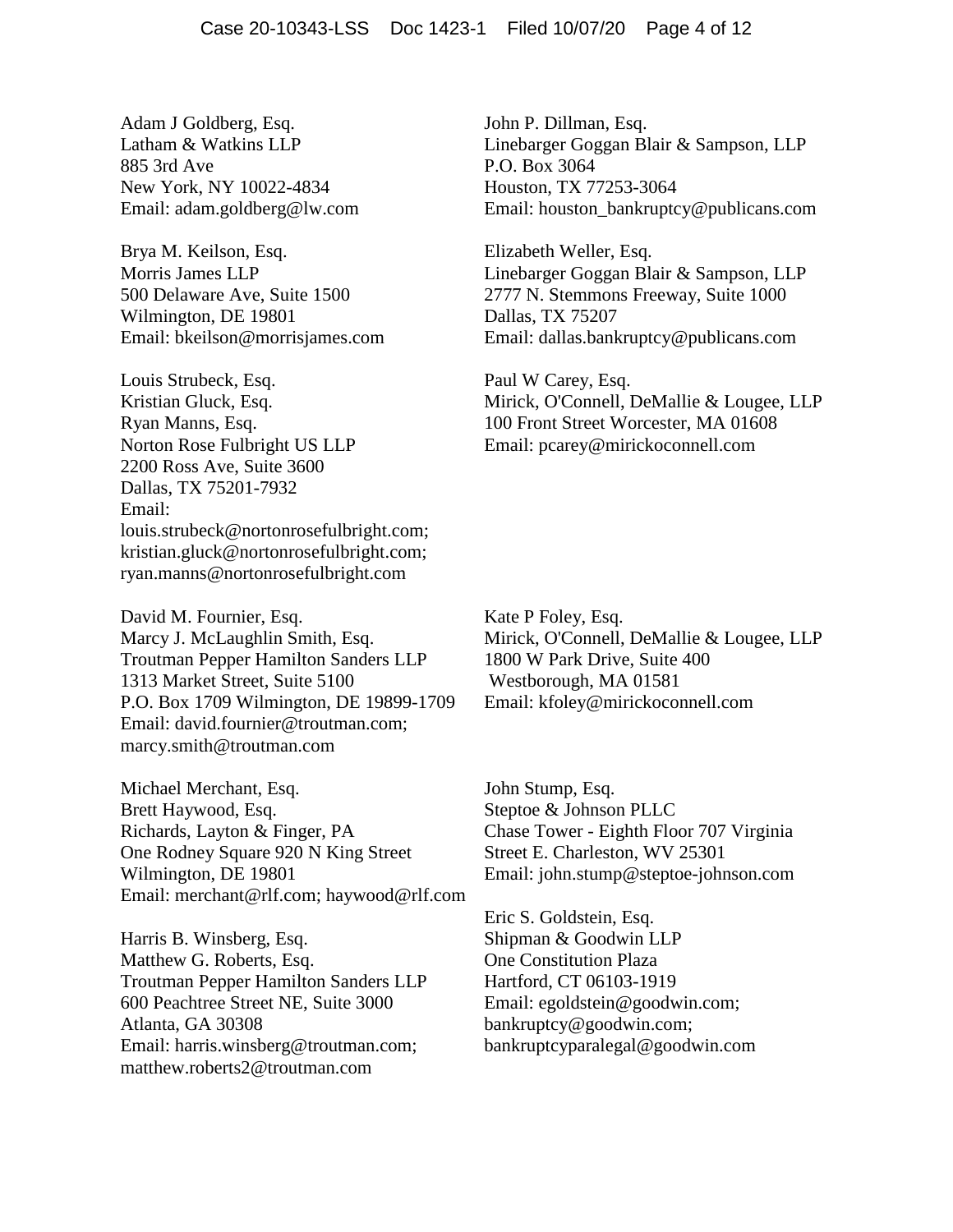Adam J Goldberg, Esq.
Latham & Watkins LLP
885 3rd Ave
New York, NY 10022-4834
Email: adam.goldberg@lw.com

Brya M. Keilson, Esq.
Morris James LLP
500 Delaware Ave, Suite 1500
Wilmington, DE 19801
Email: bkeilson@morrisjames.com

Louis Strubeck, Esq.
Kristian Gluck, Esq.
Ryan Manns, Esq.
Norton Rose Fulbright US LLP
2200 Ross Ave, Suite 3600
Dallas, TX 75201-7932
Email:
louis.strubeck@nortonrosefulbright.com;
kristian.gluck@nortonrosefulbright.com;
ryan.manns@nortonrosefulbright.com

David M. Fournier, Esq.
Marcy J. McLaughlin Smith, Esq.
Troutman Pepper Hamilton Sanders LLP
1313 Market Street, Suite 5100
P.O. Box 1709 Wilmington, DE 19899-1709
Email: david.fournier@troutman.com;
marcy.smith@troutman.com

Michael Merchant, Esq.
Brett Haywood, Esq.
Richards, Layton & Finger, PA
One Rodney Square 920 N King Street
Wilmington, DE 19801
Email: merchant@rlf.com; haywood@rlf.com

Harris B. Winsberg, Esq.
Matthew G. Roberts, Esq.
Troutman Pepper Hamilton Sanders LLP
600 Peachtree Street NE, Suite 3000
Atlanta, GA 30308
Email: harris.winsberg@troutman.com;
matthew.roberts2@troutman.com

John P. Dillman, Esq.
Linebarger Goggan Blair & Sampson, LLP
P.O. Box 3064
Houston, TX 77253-3064
Email: houston_bankruptcy@publicans.com

Elizabeth Weller, Esq.
Linebarger Goggan Blair & Sampson, LLP
2777 N. Stemmons Freeway, Suite 1000
Dallas, TX 75207
Email: dallas.bankruptcy@publicans.com

Paul W Carey, Esq.
Mirick, O'Connell, DeMallie & Lougee, LLP
100 Front Street Worcester, MA 01608
Email: pcarey@mirickoconnell.com

Kate P Foley, Esq.
Mirick, O'Connell, DeMallie & Lougee, LLP
1800 W Park Drive, Suite 400
Westborough, MA 01581
Email: kfoley@mirickoconnell.com

John Stump, Esq.
Steptoe & Johnson PLLC
Chase Tower - Eighth Floor 707 Virginia
Street E. Charleston, WV 25301
Email: john.stump@steptoe-johnson.com

Eric S. Goldstein, Esq.
Shipman & Goodwin LLP
One Constitution Plaza
Hartford, CT 06103-1919
Email: egoldstein@goodwin.com;
bankruptcy@goodwin.com;
bankruptcyparalegal@goodwin.com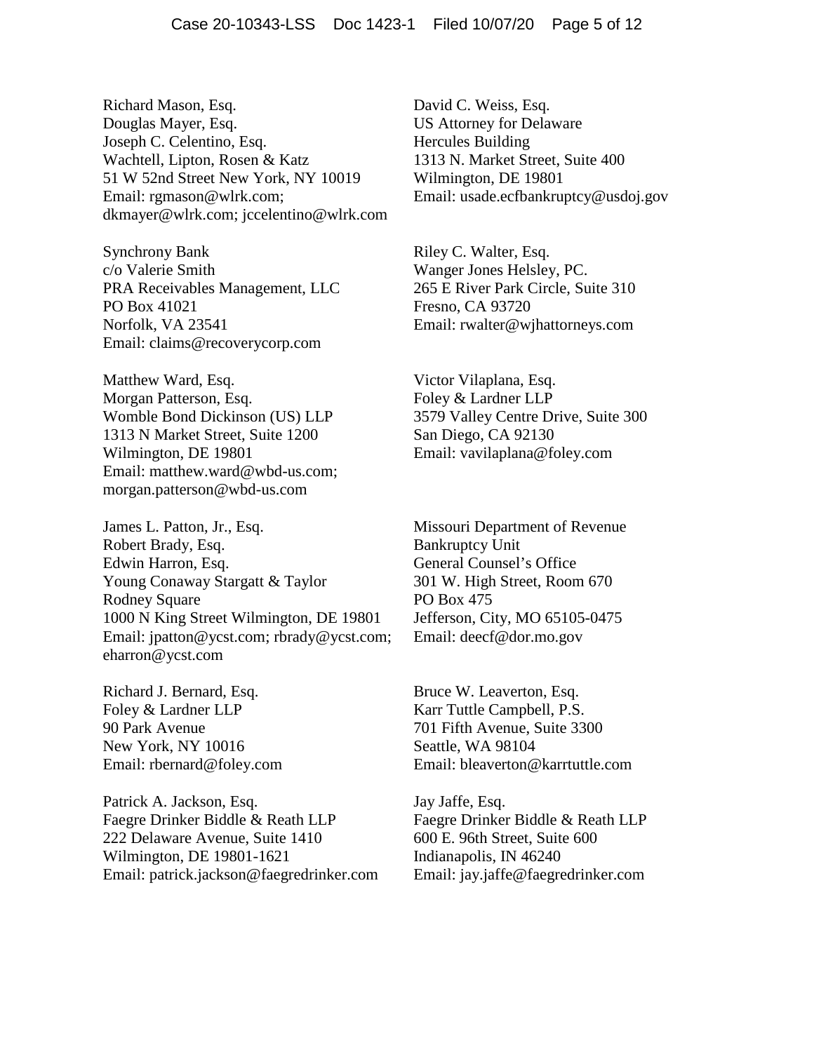Richard Mason, Esq.
Douglas Mayer, Esq.
Joseph C. Celentino, Esq.
Wachtell, Lipton, Rosen & Katz
51 W 52nd Street New York, NY 10019
Email: rgmason@wlrk.com;
dkmayer@wlrk.com; jccelentino@wlrk.com

David C. Weiss, Esq.
US Attorney for Delaware
Hercules Building
1313 N. Market Street, Suite 400
Wilmington, DE 19801
Email: usade.ecfbankruptcy@usdoj.gov

Synchrony Bank
c/o Valerie Smith
PRA Receivables Management, LLC
PO Box 41021
Norfolk, VA 23541
Email: claims@recoverycorp.com

Riley C. Walter, Esq.
Wanger Jones Helsley, PC.
265 E River Park Circle, Suite 310
Fresno, CA 93720
Email: rwalter@wjhattorneys.com

Matthew Ward, Esq.
Morgan Patterson, Esq.
Womble Bond Dickinson (US) LLP
1313 N Market Street, Suite 1200
Wilmington, DE 19801
Email: matthew.ward@wbd-us.com;
morgan.patterson@wbd-us.com

Victor Vilaplana, Esq.
Foley & Lardner LLP
3579 Valley Centre Drive, Suite 300
San Diego, CA 92130
Email: vavilaplana@foley.com

James L. Patton, Jr., Esq.
Robert Brady, Esq.
Edwin Harron, Esq.
Young Conaway Stargatt & Taylor
Rodney Square
1000 N King Street Wilmington, DE 19801
Email: jpatton@ycst.com; rbrady@ycst.com;
eharron@ycst.com

Missouri Department of Revenue
Bankruptcy Unit
General Counsel's Office
301 W. High Street, Room 670
PO Box 475
Jefferson, City, MO 65105-0475
Email: deecf@dor.mo.gov

Richard J. Bernard, Esq.
Foley & Lardner LLP
90 Park Avenue
New York, NY 10016
Email: rbernard@foley.com

Bruce W. Leaverton, Esq.
Karr Tuttle Campbell, P.S.
701 Fifth Avenue, Suite 3300
Seattle, WA 98104
Email: bleaverton@karrtuttle.com

Patrick A. Jackson, Esq.
Faegre Drinker Biddle & Reath LLP
222 Delaware Avenue, Suite 1410
Wilmington, DE 19801-1621
Email: patrick.jackson@faegredrinker.com

Jay Jaffe, Esq.
Faegre Drinker Biddle & Reath LLP
600 E. 96th Street, Suite 600
Indianapolis, IN 46240
Email: jay.jaffe@faegredrinker.com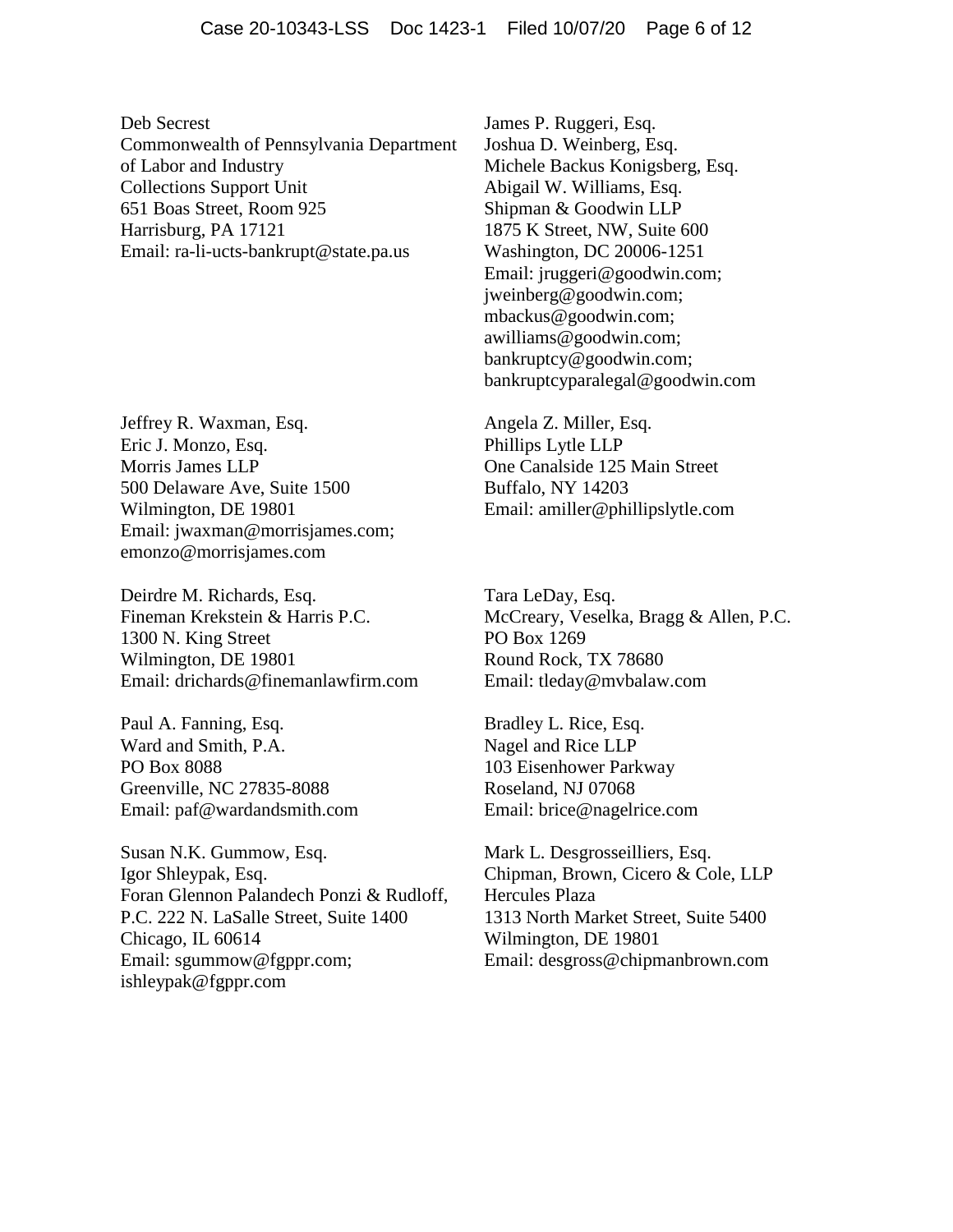Deb Secrest
Commonwealth of Pennsylvania Department of Labor and Industry
Collections Support Unit
651 Boas Street, Room 925
Harrisburg, PA 17121
Email: ra-li-ucts-bankrupt@state.pa.us

James P. Ruggeri, Esq.
Joshua D. Weinberg, Esq.
Michele Backus Konigsberg, Esq.
Abigail W. Williams, Esq.
Shipman & Goodwin LLP
1875 K Street, NW, Suite 600
Washington, DC 20006-1251
Email: jruggeri@goodwin.com; jweinberg@goodwin.com; mbackus@goodwin.com; awilliams@goodwin.com; bankruptcy@goodwin.com; bankruptcyparalegal@goodwin.com

Jeffrey R. Waxman, Esq.
Eric J. Monzo, Esq.
Morris James LLP
500 Delaware Ave, Suite 1500
Wilmington, DE 19801
Email: jwaxman@morrisjames.com; emonzo@morrisjames.com

Angela Z. Miller, Esq.
Phillips Lytle LLP
One Canalside 125 Main Street
Buffalo, NY 14203
Email: amiller@phillipslytle.com

Deirdre M. Richards, Esq.
Fineman Krekstein & Harris P.C.
1300 N. King Street
Wilmington, DE 19801
Email: drichards@finemanlawfirm.com

Tara LeDay, Esq.
McCreary, Veselka, Bragg & Allen, P.C.
PO Box 1269
Round Rock, TX 78680
Email: tleday@mvbalaw.com

Paul A. Fanning, Esq.
Ward and Smith, P.A.
PO Box 8088
Greenville, NC 27835-8088
Email: paf@wardandsmith.com

Bradley L. Rice, Esq.
Nagel and Rice LLP
103 Eisenhower Parkway
Roseland, NJ 07068
Email: brice@nagelrice.com

Susan N.K. Gummow, Esq.
Igor Shleypak, Esq.
Foran Glennon Palandech Ponzi & Rudloff, P.C. 222 N. LaSalle Street, Suite 1400
Chicago, IL 60614
Email: sgummow@fgppr.com; ishleypak@fgppr.com

Mark L. Desgrosseilliers, Esq.
Chipman, Brown, Cicero & Cole, LLP
Hercules Plaza
1313 North Market Street, Suite 5400
Wilmington, DE 19801
Email: desgross@chipmanbrown.com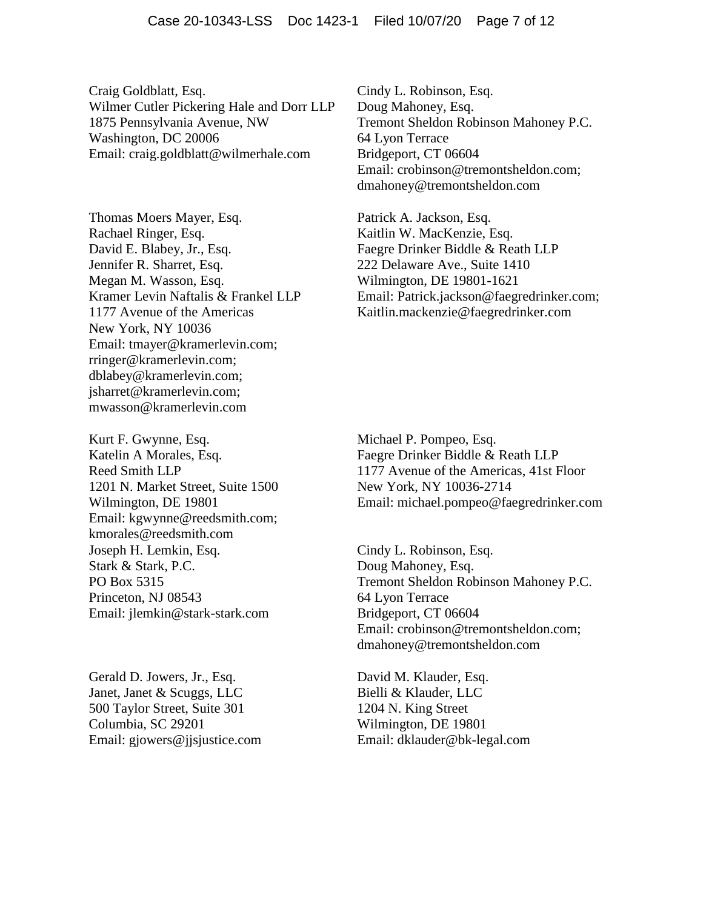Craig Goldblatt, Esq.
Wilmer Cutler Pickering Hale and Dorr LLP
1875 Pennsylvania Avenue, NW
Washington, DC 20006
Email: craig.goldblatt@wilmerhale.com

Cindy L. Robinson, Esq.
Doug Mahoney, Esq.
Tremont Sheldon Robinson Mahoney P.C.
64 Lyon Terrace
Bridgeport, CT 06604
Email: crobinson@tremontsheldon.com;
dmahoney@tremontsheldon.com

Thomas Moers Mayer, Esq.
Rachael Ringer, Esq.
David E. Blabey, Jr., Esq.
Jennifer R. Sharret, Esq.
Megan M. Wasson, Esq.
Kramer Levin Naftalis & Frankel LLP
1177 Avenue of the Americas
New York, NY 10036
Email: tmayer@kramerlevin.com;
rringer@kramerlevin.com;
dblabey@kramerlevin.com;
jsharret@kramerlevin.com;
mwasson@kramerlevin.com

Patrick A. Jackson, Esq.
Kaitlin W. MacKenzie, Esq.
Faegre Drinker Biddle & Reath LLP
222 Delaware Ave., Suite 1410
Wilmington, DE 19801-1621
Email: Patrick.jackson@faegredrinker.com;
Kaitlin.mackenzie@faegredrinker.com

Kurt F. Gwynne, Esq.
Katelin A Morales, Esq.
Reed Smith LLP
1201 N. Market Street, Suite 1500
Wilmington, DE 19801
Email: kgwynne@reedsmith.com;
kmorales@reedsmith.com

Michael P. Pompeo, Esq.
Faegre Drinker Biddle & Reath LLP
1177 Avenue of the Americas, 41st Floor
New York, NY 10036-2714
Email: michael.pompeo@faegredrinker.com

Joseph H. Lemkin, Esq.
Stark & Stark, P.C.
PO Box 5315
Princeton, NJ 08543
Email: jlemkin@stark-stark.com

Cindy L. Robinson, Esq.
Doug Mahoney, Esq.
Tremont Sheldon Robinson Mahoney P.C.
64 Lyon Terrace
Bridgeport, CT 06604
Email: crobinson@tremontsheldon.com;
dmahoney@tremontsheldon.com

Gerald D. Jowers, Jr., Esq.
Janet, Janet & Scuggs, LLC
500 Taylor Street, Suite 301
Columbia, SC 29201
Email: gjowers@jjsjustice.com

David M. Klauder, Esq.
Bielli & Klauder, LLC
1204 N. King Street
Wilmington, DE 19801
Email: dklauder@bk-legal.com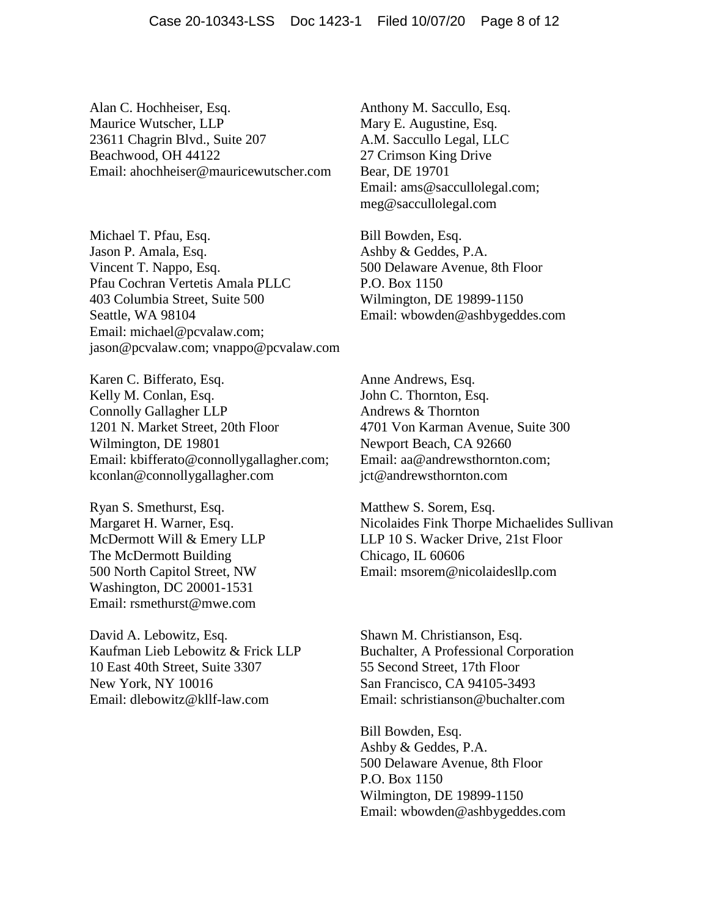Alan C. Hochheiser, Esq.
Maurice Wutscher, LLP
23611 Chagrin Blvd., Suite 207
Beachwood, OH 44122
Email: ahochheiser@mauricewutscher.com

Anthony M. Saccullo, Esq.
Mary E. Augustine, Esq.
A.M. Saccullo Legal, LLC
27 Crimson King Drive
Bear, DE 19701
Email: ams@saccullolegal.com;
meg@saccullolegal.com

Michael T. Pfau, Esq.
Jason P. Amala, Esq.
Vincent T. Nappo, Esq.
Pfau Cochran Vertetis Amala PLLC
403 Columbia Street, Suite 500
Seattle, WA 98104
Email: michael@pcvalaw.com;
jason@pcvalaw.com; vnappo@pcvalaw.com

Bill Bowden, Esq.
Ashby & Geddes, P.A.
500 Delaware Avenue, 8th Floor
P.O. Box 1150
Wilmington, DE 19899-1150
Email: wbowden@ashbygeddes.com

Karen C. Bifferato, Esq.
Kelly M. Conlan, Esq.
Connolly Gallagher LLP
1201 N. Market Street, 20th Floor
Wilmington, DE 19801
Email: kbifferato@connollygallagher.com;
kconlan@connollygallagher.com

Anne Andrews, Esq.
John C. Thornton, Esq.
Andrews & Thornton
4701 Von Karman Avenue, Suite 300
Newport Beach, CA 92660
Email: aa@andrewsthornton.com;
jct@andrewsthornton.com

Ryan S. Smethurst, Esq.
Margaret H. Warner, Esq.
McDermott Will & Emery LLP
The McDermott Building
500 North Capitol Street, NW
Washington, DC 20001-1531
Email: rsmethurst@mwe.com

Matthew S. Sorem, Esq.
Nicolaides Fink Thorpe Michaelides Sullivan
LLP 10 S. Wacker Drive, 21st Floor
Chicago, IL 60606
Email: msorem@nicolaidesllp.com

David A. Lebowitz, Esq.
Kaufman Lieb Lebowitz & Frick LLP
10 East 40th Street, Suite 3307
New York, NY 10016
Email: dlebowitz@kllf-law.com

Shawn M. Christianson, Esq.
Buchalter, A Professional Corporation
55 Second Street, 17th Floor
San Francisco, CA 94105-3493
Email: schristianson@buchalter.com

Bill Bowden, Esq.
Ashby & Geddes, P.A.
500 Delaware Avenue, 8th Floor
P.O. Box 1150
Wilmington, DE 19899-1150
Email: wbowden@ashbygeddes.com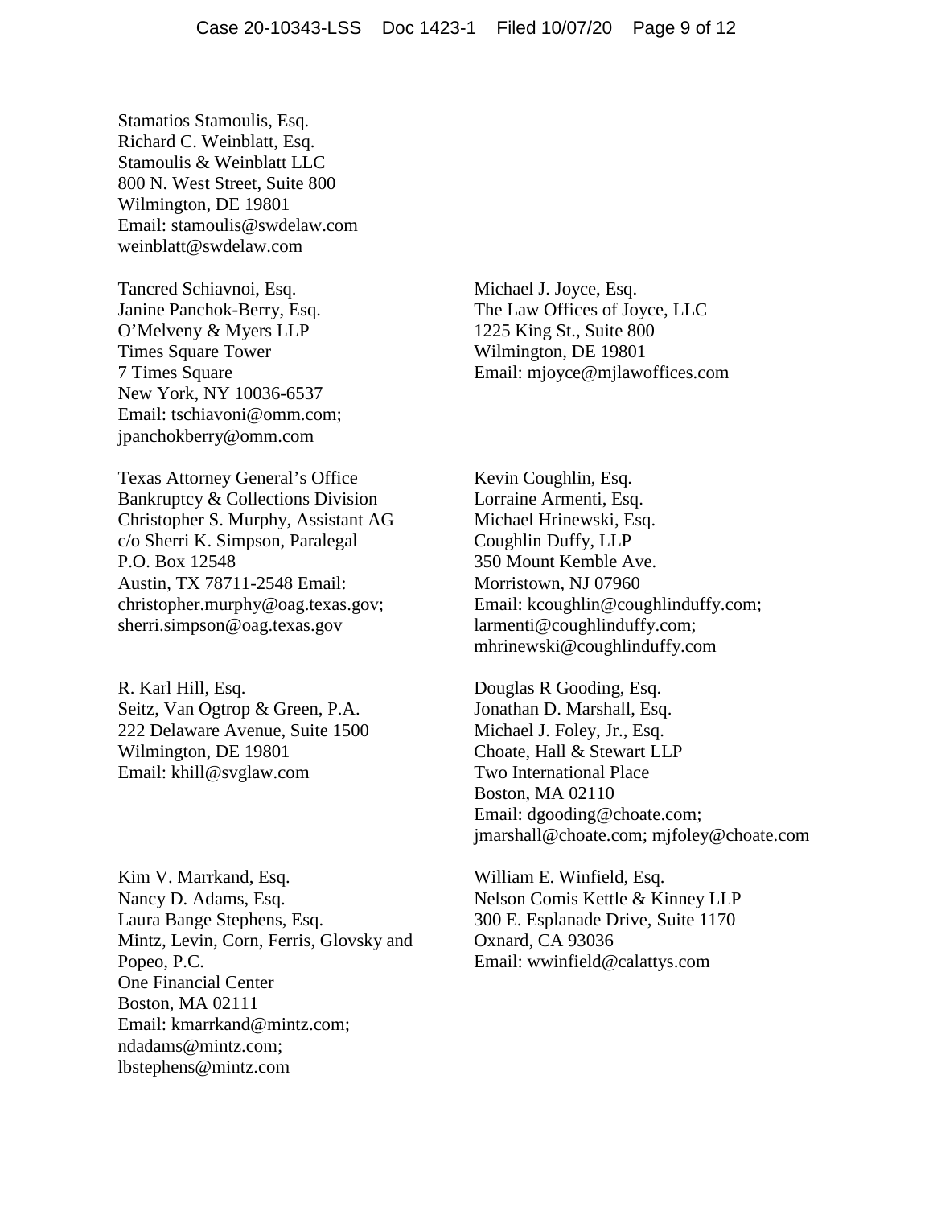Stamatios Stamoulis, Esq.
Richard C. Weinblatt, Esq.
Stamoulis & Weinblatt LLC
800 N. West Street, Suite 800
Wilmington, DE 19801
Email: stamoulis@swdelaw.com
weinblatt@swdelaw.com

Tancred Schiavnoi, Esq.
Janine Panchok-Berry, Esq.
O'Melveny & Myers LLP
Times Square Tower
7 Times Square
New York, NY 10036-6537
Email: tschiavoni@omm.com;
jpanchokberry@omm.com

Michael J. Joyce, Esq.
The Law Offices of Joyce, LLC
1225 King St., Suite 800
Wilmington, DE 19801
Email: mjoyce@mjlawoffices.com

Texas Attorney General's Office
Bankruptcy & Collections Division
Christopher S. Murphy, Assistant AG
c/o Sherri K. Simpson, Paralegal
P.O. Box 12548
Austin, TX 78711-2548 Email:
christopher.murphy@oag.texas.gov;
sherri.simpson@oag.texas.gov

Kevin Coughlin, Esq.
Lorraine Armenti, Esq.
Michael Hrinewski, Esq.
Coughlin Duffy, LLP
350 Mount Kemble Ave.
Morristown, NJ 07960
Email: kcoughlin@coughlinduffy.com;
larmenti@coughlinduffy.com;
mhrinewski@coughlinduffy.com

R. Karl Hill, Esq.
Seitz, Van Ogtrop & Green, P.A.
222 Delaware Avenue, Suite 1500
Wilmington, DE 19801
Email: khill@svglaw.com

Douglas R Gooding, Esq.
Jonathan D. Marshall, Esq.
Michael J. Foley, Jr., Esq.
Choate, Hall & Stewart LLP
Two International Place
Boston, MA 02110
Email: dgooding@choate.com;
jmarshall@choate.com; mjfoley@choate.com

Kim V. Marrkand, Esq.
Nancy D. Adams, Esq.
Laura Bange Stephens, Esq.
Mintz, Levin, Corn, Ferris, Glovsky and Popeo, P.C.
One Financial Center
Boston, MA 02111
Email: kmarrkand@mintz.com;
ndadams@mintz.com;
lbstephens@mintz.com

William E. Winfield, Esq.
Nelson Comis Kettle & Kinney LLP
300 E. Esplanade Drive, Suite 1170
Oxnard, CA 93036
Email: wwinfield@calattys.com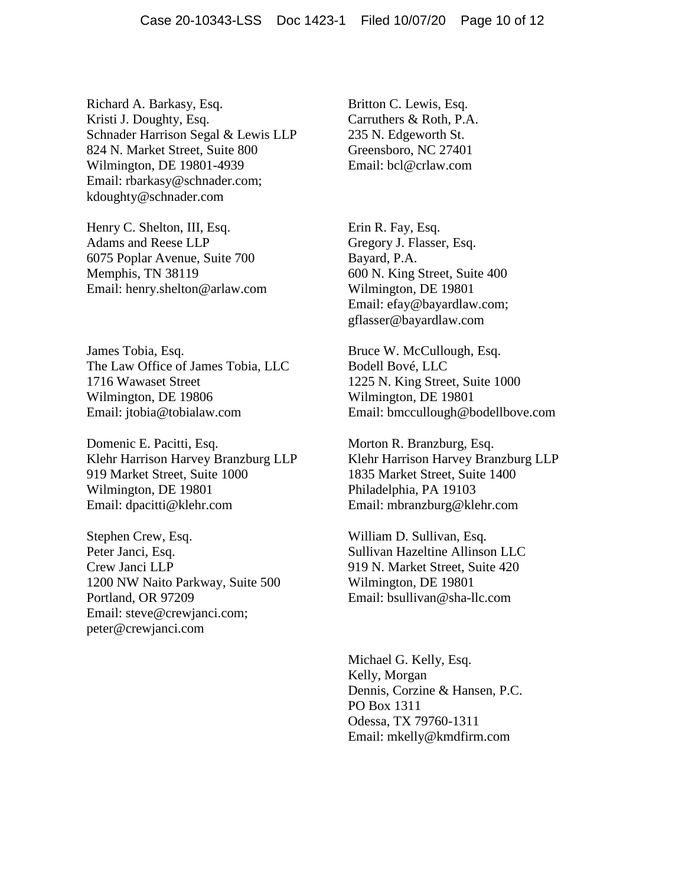Richard A. Barkasy, Esq.
Kristi J. Doughty, Esq.
Schnader Harrison Segal & Lewis LLP
824 N. Market Street, Suite 800
Wilmington, DE 19801-4939
Email: rbarkasy@schnader.com;
kdoughty@schnader.com

Henry C. Shelton, III, Esq.
Adams and Reese LLP
6075 Poplar Avenue, Suite 700
Memphis, TN 38119
Email: henry.shelton@arlaw.com

James Tobia, Esq.
The Law Office of James Tobia, LLC
1716 Wawaset Street
Wilmington, DE 19806
Email: jtobia@tobialaw.com

Domenic E. Pacitti, Esq.
Klehr Harrison Harvey Branzburg LLP
919 Market Street, Suite 1000
Wilmington, DE 19801
Email: dpacitti@klehr.com

Stephen Crew, Esq.
Peter Janci, Esq.
Crew Janci LLP
1200 NW Naito Parkway, Suite 500
Portland, OR 97209
Email: steve@crewjanci.com;
peter@crewjanci.com

Britton C. Lewis, Esq.
Carruthers & Roth, P.A.
235 N. Edgeworth St.
Greensboro, NC 27401
Email: bcl@crlaw.com

Erin R. Fay, Esq.
Gregory J. Flasser, Esq.
Bayard, P.A.
600 N. King Street, Suite 400
Wilmington, DE 19801
Email: efay@bayardlaw.com;
gflasser@bayardlaw.com

Bruce W. McCullough, Esq.
Bodell Bové, LLC
1225 N. King Street, Suite 1000
Wilmington, DE 19801
Email: bmccullough@bodellbove.com

Morton R. Branzburg, Esq.
Klehr Harrison Harvey Branzburg LLP
1835 Market Street, Suite 1400
Philadelphia, PA 19103
Email: mbranzburg@klehr.com

William D. Sullivan, Esq.
Sullivan Hazeltine Allinson LLC
919 N. Market Street, Suite 420
Wilmington, DE 19801
Email: bsullivan@sha-llc.com

Michael G. Kelly, Esq.
Kelly, Morgan
Dennis, Corzine & Hansen, P.C.
PO Box 1311
Odessa, TX 79760-1311
Email: mkelly@kmdfirm.com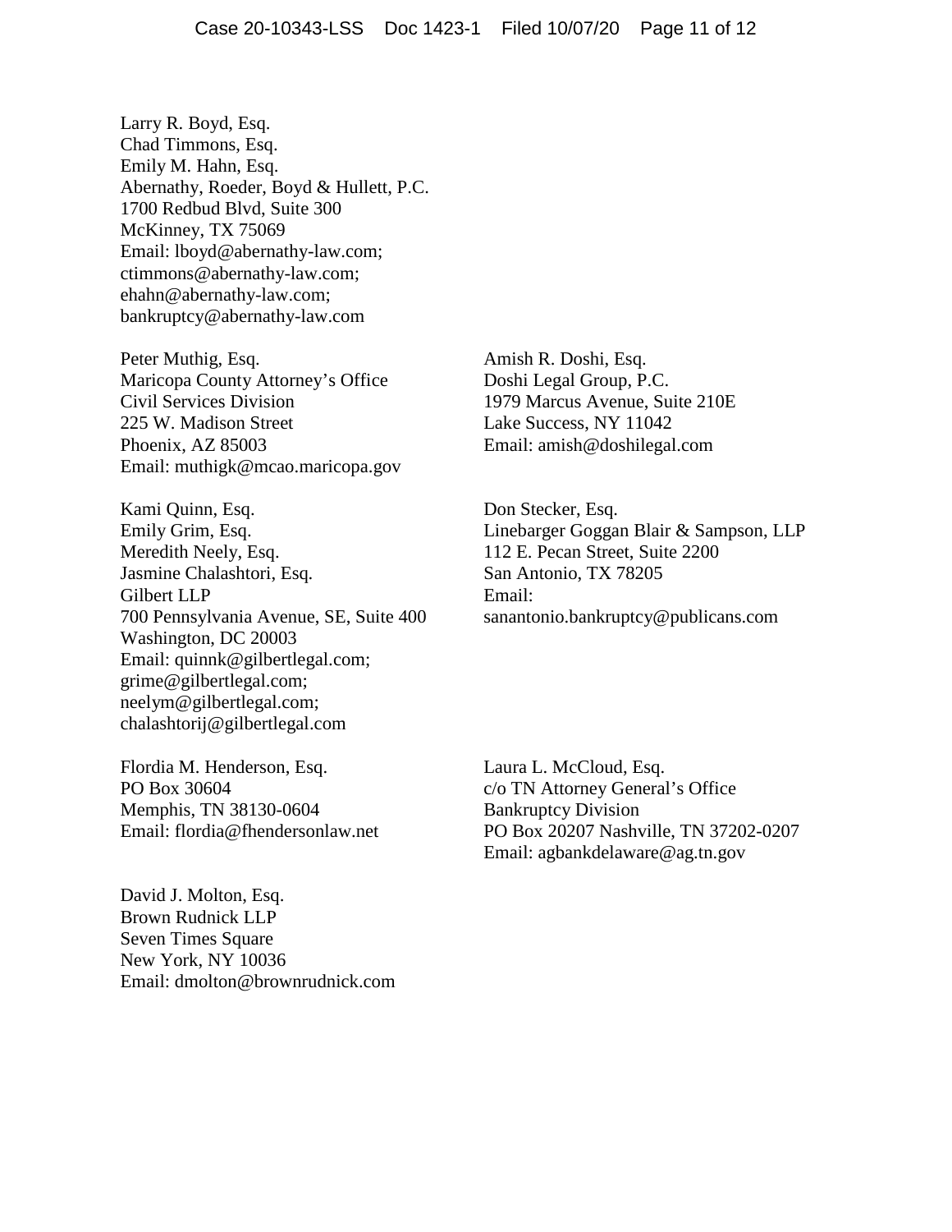Larry R. Boyd, Esq.
Chad Timmons, Esq.
Emily M. Hahn, Esq.
Abernathy, Roeder, Boyd & Hullett, P.C.
1700 Redbud Blvd, Suite 300
McKinney, TX 75069
Email: lboyd@abernathy-law.com;
ctimmons@abernathy-law.com;
ehahn@abernathy-law.com;
bankruptcy@abernathy-law.com

Peter Muthig, Esq.
Maricopa County Attorney's Office
Civil Services Division
225 W. Madison Street
Phoenix, AZ 85003
Email: muthigk@mcao.maricopa.gov

Amish R. Doshi, Esq.
Doshi Legal Group, P.C.
1979 Marcus Avenue, Suite 210E
Lake Success, NY 11042
Email: amish@doshilegal.com

Kami Quinn, Esq.
Emily Grim, Esq.
Meredith Neely, Esq.
Jasmine Chalashtori, Esq.
Gilbert LLP
700 Pennsylvania Avenue, SE, Suite 400
Washington, DC 20003
Email: quinnk@gilbertlegal.com;
grime@gilbertlegal.com;
neelym@gilbertlegal.com;
chalashtorij@gilbertlegal.com

Don Stecker, Esq.
Linebarger Goggan Blair & Sampson, LLP
112 E. Pecan Street, Suite 2200
San Antonio, TX 78205
Email:
sanantonio.bankruptcy@publicans.com

Flordia M. Henderson, Esq.
PO Box 30604
Memphis, TN 38130-0604
Email: flordia@fhendersonlaw.net

Laura L. McCloud, Esq.
c/o TN Attorney General's Office
Bankruptcy Division
PO Box 20207 Nashville, TN 37202-0207
Email: agbankdelaware@ag.tn.gov

David J. Molton, Esq.
Brown Rudnick LLP
Seven Times Square
New York, NY 10036
Email: dmolton@brownrudnick.com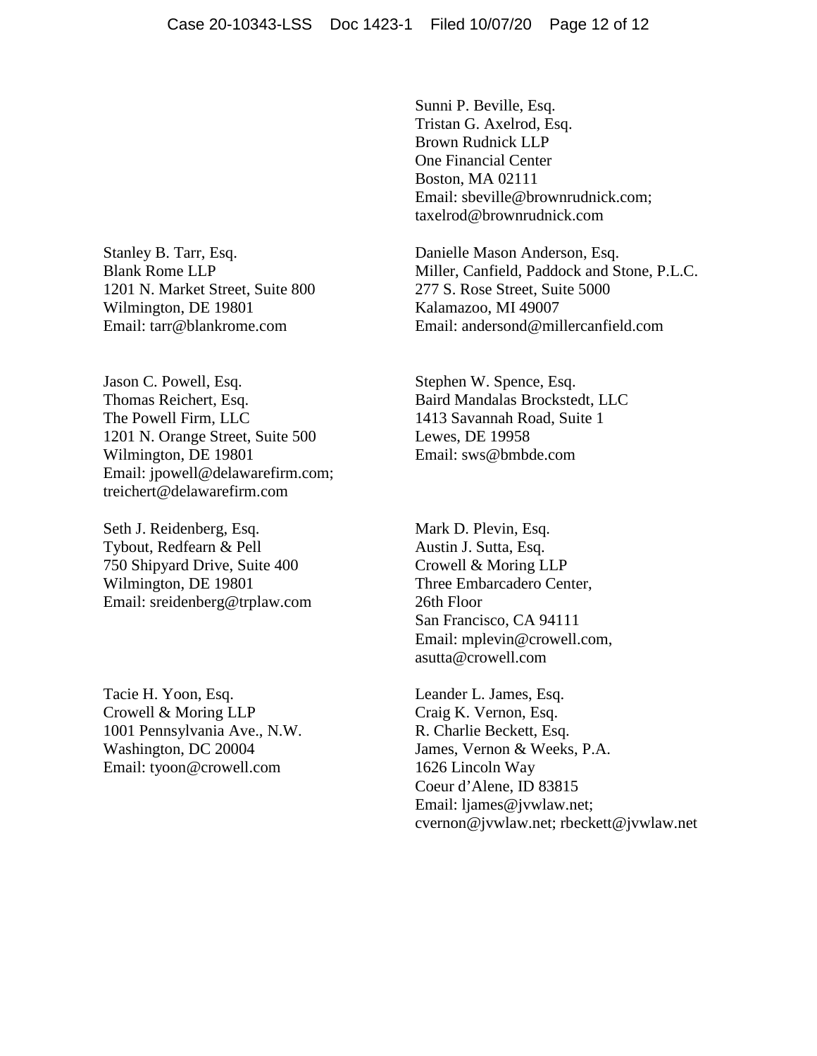Sunni P. Beville, Esq.
Tristan G. Axelrod, Esq.
Brown Rudnick LLP
One Financial Center
Boston, MA 02111
Email: sbeville@brownrudnick.com;
taxelrod@brownrudnick.com

Stanley B. Tarr, Esq.
Blank Rome LLP
1201 N. Market Street, Suite 800
Wilmington, DE 19801
Email: tarr@blankrome.com

Danielle Mason Anderson, Esq.
Miller, Canfield, Paddock and Stone, P.L.C.
277 S. Rose Street, Suite 5000
Kalamazoo, MI 49007
Email: andersond@millercanfield.com

Jason C. Powell, Esq.
Thomas Reichert, Esq.
The Powell Firm, LLC
1201 N. Orange Street, Suite 500
Wilmington, DE 19801
Email: jpowell@delawarefirm.com;
treichert@delawarefirm.com

Stephen W. Spence, Esq.
Baird Mandalas Brockstedt, LLC
1413 Savannah Road, Suite 1
Lewes, DE 19958
Email: sws@bmbde.com

Seth J. Reidenberg, Esq.
Tybout, Redfearn & Pell
750 Shipyard Drive, Suite 400
Wilmington, DE 19801
Email: sreidenberg@trplaw.com

Mark D. Plevin, Esq.
Austin J. Sutta, Esq.
Crowell & Moring LLP
Three Embarcadero Center,
26th Floor
San Francisco, CA 94111
Email: mplevin@crowell.com,
asutta@crowell.com

Tacie H. Yoon, Esq.
Crowell & Moring LLP
1001 Pennsylvania Ave., N.W.
Washington, DC 20004
Email: tyoon@crowell.com

Leander L. James, Esq.
Craig K. Vernon, Esq.
R. Charlie Beckett, Esq.
James, Vernon & Weeks, P.A.
1626 Lincoln Way
Coeur d'Alene, ID 83815
Email: ljames@jvwlaw.net;
cvernon@jvwlaw.net; rbeckett@jvwlaw.net